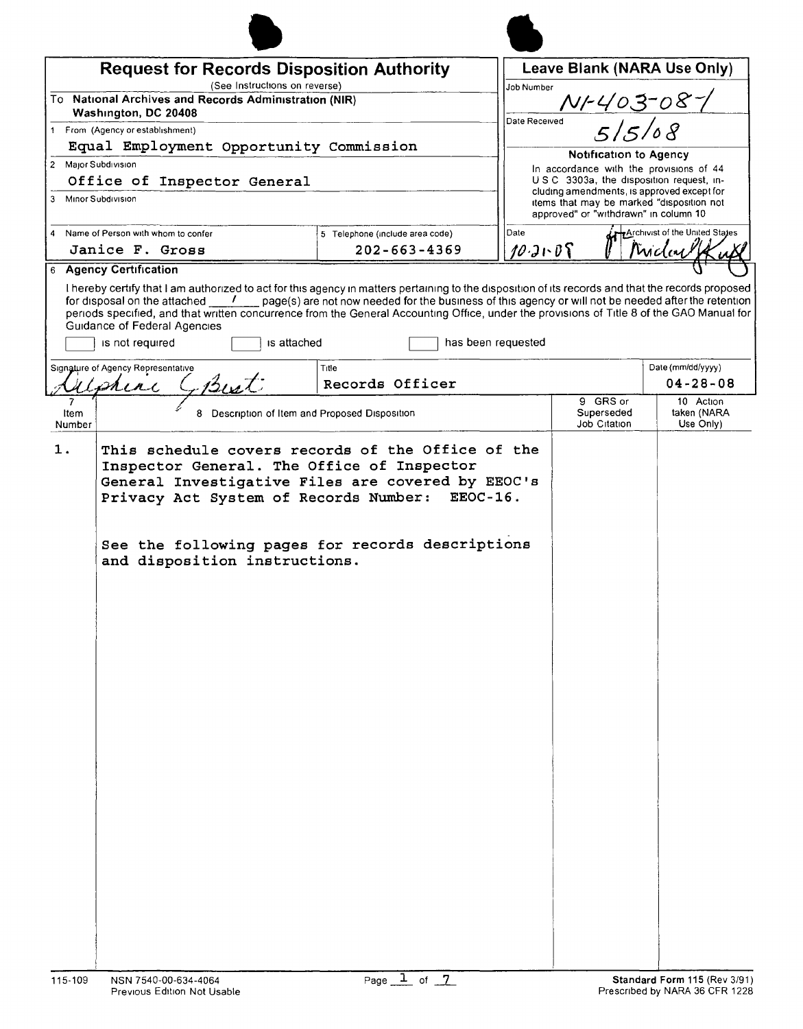# Request for Records Disposition Authority

(See Instructions on reverse)

To: National Archives and Records Administration (NIR)
Washington, DC 20408

1 From (Agency or establishment)
Equal Employment Opportunity Commission

2 Major Subdivision
Office of Inspector General

3 Minor Subdivision

4 Name of Person with whom to confer
Janice F. Gross

5 Telephone (include area code)
202-663-4369

## Leave Blank (NARA Use Only)

Job Number: N1-403-08-1

Date Received: 5/5/08

**Notification to Agency**

In accordance with the provisions of 44 U.S.C. 3303a, the disposition request, including amendments, is approved except for items that may be marked "disposition not approved" or "withdrawn" in column 10

Date: 10-21-08

Archivist of the United States: Michael Kurtz

## 6 Agency Certification

I hereby certify that I am authorized to act for this agency in matters pertaining to the disposition of its records and that the records proposed for disposal on the attached 1 page(s) are not now needed for the business of this agency or will not be needed after the retention periods specified, and that written concurrence from the General Accounting Office, under the provisions of Title 8 of the GAO Manual for Guidance of Federal Agencies

☐ is not required ☐ is attached ☐ has been requested

| Signature of Agency Representative | Title | Date (mm/dd/yyyy) |
|---|---|---|
| Delphine G. Best | Records Officer | 04-28-08 |

| 7 Item Number | 8 Description of Item and Proposed Disposition | 9 GRS or Superseded Job Citation | 10 Action taken (NARA Use Only) |
|---|---|---|---|
| 1. | This schedule covers records of the Office of the Inspector General. The Office of Inspector General Investigative Files are covered by EEOC's Privacy Act System of Records Number: EEOC-16.<br><br>See the following pages for records descriptions and disposition instructions. | | |

115-109 NSN 7540-00-634-4064
Previous Edition Not Usable

**Standard Form 115** (Rev 3/91)
Prescribed by NARA 36 CFR 1228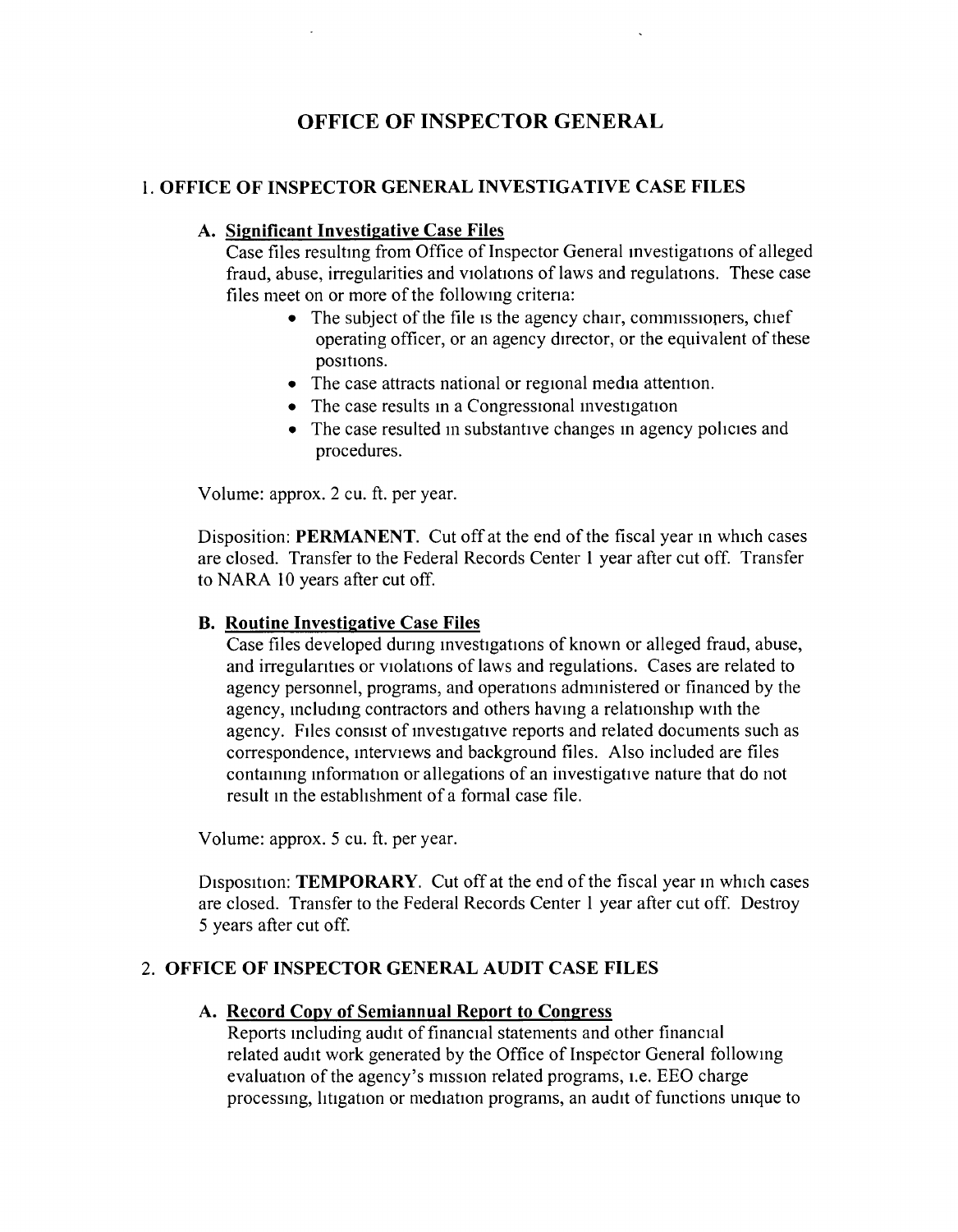# OFFICE OF INSPECTOR GENERAL

## 1. OFFICE OF INSPECTOR GENERAL INVESTIGATIVE CASE FILES

### A. Significant Investigative Case Files

Case files resulting from Office of Inspector General investigations of alleged fraud, abuse, irregularities and violations of laws and regulations. These case files meet on or more of the following criteria:

- The subject of the file is the agency chair, commissioners, chief operating officer, or an agency director, or the equivalent of these positions.
- The case attracts national or regional media attention.
- The case results in a Congressional investigation
- The case resulted in substantive changes in agency policies and procedures.

Volume: approx. 2 cu. ft. per year.

Disposition: **PERMANENT**. Cut off at the end of the fiscal year in which cases are closed. Transfer to the Federal Records Center 1 year after cut off. Transfer to NARA 10 years after cut off.

### B. Routine Investigative Case Files

Case files developed during investigations of known or alleged fraud, abuse, and irregularities or violations of laws and regulations. Cases are related to agency personnel, programs, and operations administered or financed by the agency, including contractors and others having a relationship with the agency. Files consist of investigative reports and related documents such as correspondence, interviews and background files. Also included are files containing information or allegations of an investigative nature that do not result in the establishment of a formal case file.

Volume: approx. 5 cu. ft. per year.

Disposition: **TEMPORARY**. Cut off at the end of the fiscal year in which cases are closed. Transfer to the Federal Records Center 1 year after cut off. Destroy 5 years after cut off.

## 2. OFFICE OF INSPECTOR GENERAL AUDIT CASE FILES

### A. Record Copy of Semiannual Report to Congress

Reports including audit of financial statements and other financial related audit work generated by the Office of Inspector General following evaluation of the agency's mission related programs, i.e. EEO charge processing, litigation or mediation programs, an audit of functions unique to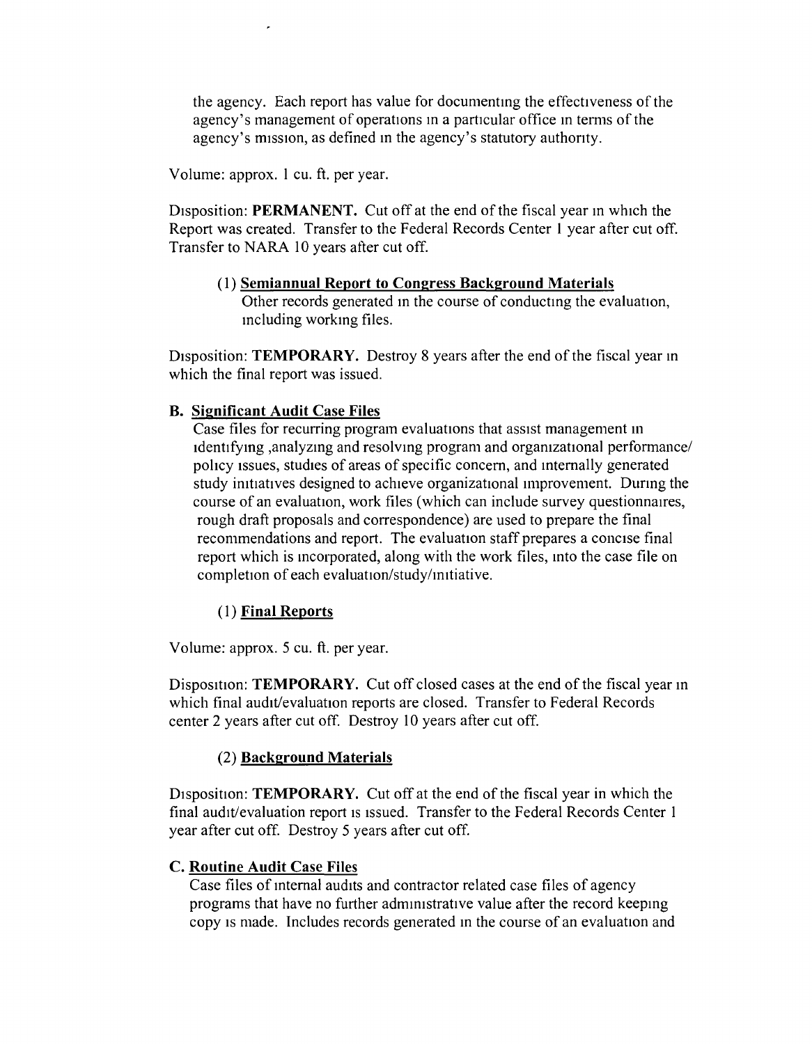the agency. Each report has value for documenting the effectiveness of the agency's management of operations in a particular office in terms of the agency's mission, as defined in the agency's statutory authority.

Volume: approx. 1 cu. ft. per year.

Disposition: **PERMANENT.** Cut off at the end of the fiscal year in which the Report was created. Transfer to the Federal Records Center 1 year after cut off. Transfer to NARA 10 years after cut off.

(1) <u>**Semiannual Report to Congress Background Materials**</u>
Other records generated in the course of conducting the evaluation, including working files.

Disposition: **TEMPORARY.** Destroy 8 years after the end of the fiscal year in which the final report was issued.

**B. <u>Significant Audit Case Files</u>**
Case files for recurring program evaluations that assist management in identifying ,analyzing and resolving program and organizational performance/ policy issues, studies of areas of specific concern, and internally generated study initiatives designed to achieve organizational improvement. During the course of an evaluation, work files (which can include survey questionnaires, rough draft proposals and correspondence) are used to prepare the final recommendations and report. The evaluation staff prepares a concise final report which is incorporated, along with the work files, into the case file on completion of each evaluation/study/initiative.

(1) <u>**Final Reports**</u>

Volume: approx. 5 cu. ft. per year.

Disposition: **TEMPORARY.** Cut off closed cases at the end of the fiscal year in which final audit/evaluation reports are closed. Transfer to Federal Records center 2 years after cut off. Destroy 10 years after cut off.

(2) <u>**Background Materials**</u>

Disposition: **TEMPORARY.** Cut off at the end of the fiscal year in which the final audit/evaluation report is issued. Transfer to the Federal Records Center 1 year after cut off. Destroy 5 years after cut off.

**C. <u>Routine Audit Case Files</u>**
Case files of internal audits and contractor related case files of agency programs that have no further administrative value after the record keeping copy is made. Includes records generated in the course of an evaluation and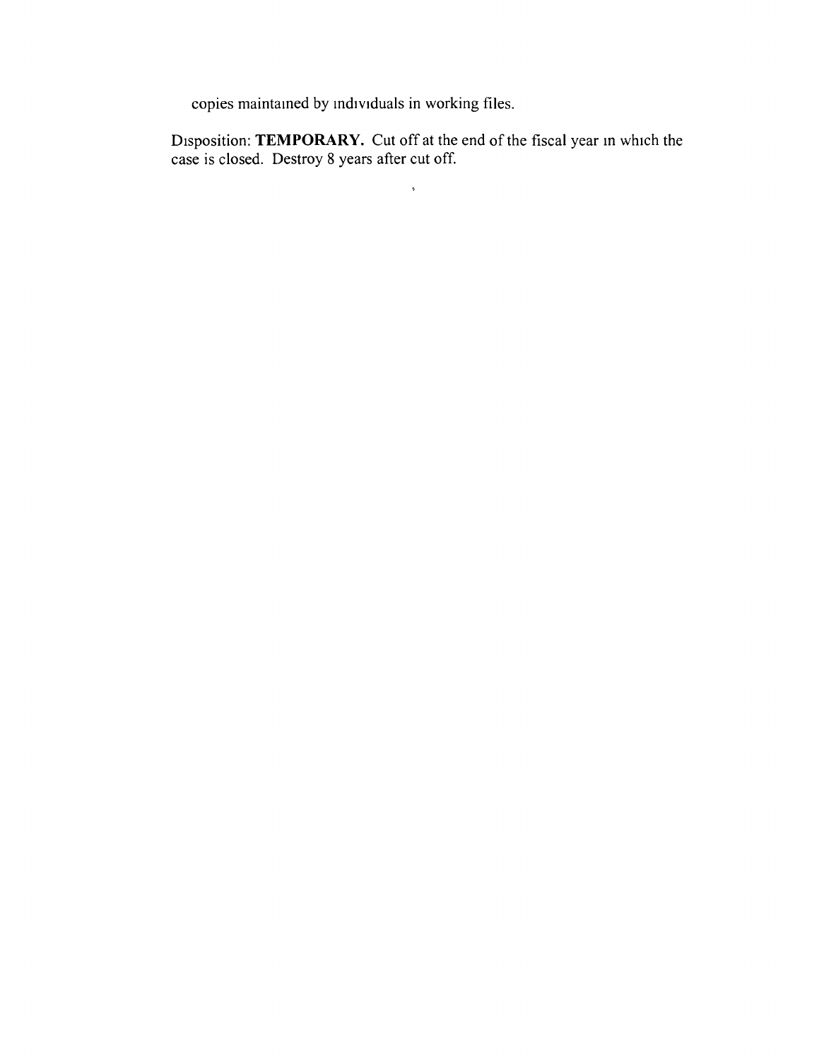copies maintained by individuals in working files.

Disposition: **TEMPORARY.** Cut off at the end of the fiscal year in which the case is closed. Destroy 8 years after cut off.